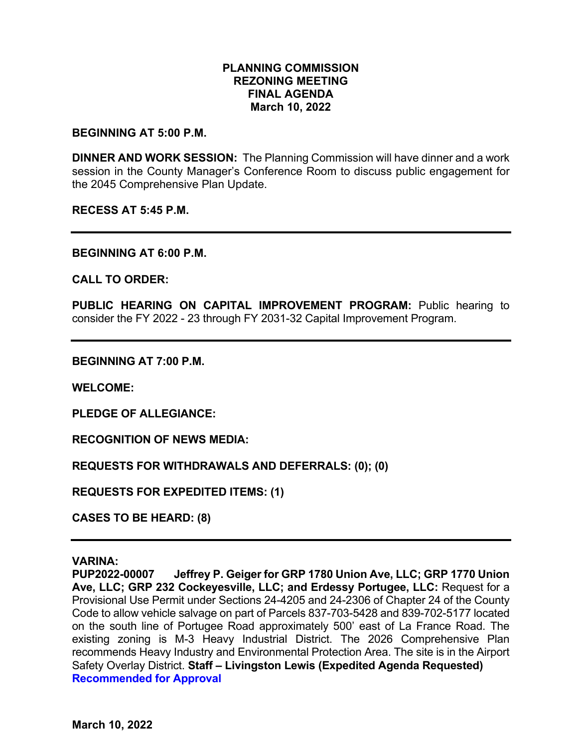# PLANNING COMMISSION
## REZONING MEETING
## FINAL AGENDA
## March 10, 2022

**BEGINNING AT 5:00 P.M.**

**DINNER AND WORK SESSION:** The Planning Commission will have dinner and a work session in the County Manager's Conference Room to discuss public engagement for the 2045 Comprehensive Plan Update.

**RECESS AT 5:45 P.M.**

---

**BEGINNING AT 6:00 P.M.**

**CALL TO ORDER:**

**PUBLIC HEARING ON CAPITAL IMPROVEMENT PROGRAM:** Public hearing to consider the FY 2022 - 23 through FY 2031-32 Capital Improvement Program.

---

**BEGINNING AT 7:00 P.M.**

**WELCOME:**

**PLEDGE OF ALLEGIANCE:**

**RECOGNITION OF NEWS MEDIA:**

**REQUESTS FOR WITHDRAWALS AND DEFERRALS: (0); (0)**

**REQUESTS FOR EXPEDITED ITEMS: (1)**

**CASES TO BE HEARD: (8)**

---

**VARINA:**

**PUP2022-00007 Jeffrey P. Geiger for GRP 1780 Union Ave, LLC; GRP 1770 Union Ave, LLC; GRP 232 Cockeyesville, LLC; and Erdessy Portugee, LLC:** Request for a Provisional Use Permit under Sections 24-4205 and 24-2306 of Chapter 24 of the County Code to allow vehicle salvage on part of Parcels 837-703-5428 and 839-702-5177 located on the south line of Portugee Road approximately 500' east of La France Road. The existing zoning is M-3 Heavy Industrial District. The 2026 Comprehensive Plan recommends Heavy Industry and Environmental Protection Area. The site is in the Airport Safety Overlay District. **Staff – Livingston Lewis (Expedited Agenda Requested)**
**Recommended for Approval**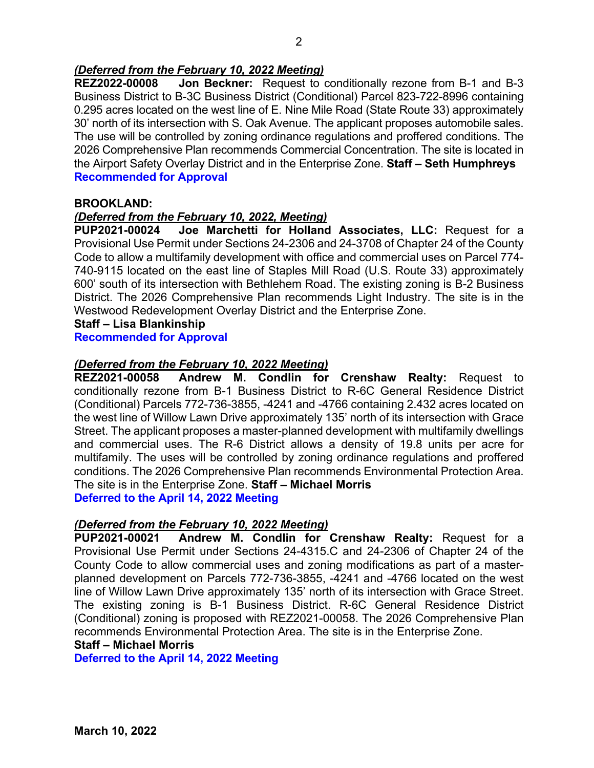***(Deferred from the February 10, 2022 Meeting)***

**REZ2022-00008 Jon Beckner:** Request to conditionally rezone from B-1 and B-3 Business District to B-3C Business District (Conditional) Parcel 823-722-8996 containing 0.295 acres located on the west line of E. Nine Mile Road (State Route 33) approximately 30' north of its intersection with S. Oak Avenue. The applicant proposes automobile sales. The use will be controlled by zoning ordinance regulations and proffered conditions. The 2026 Comprehensive Plan recommends Commercial Concentration. The site is located in the Airport Safety Overlay District and in the Enterprise Zone. **Staff – Seth Humphreys**

**Recommended for Approval**

**BROOKLAND:**

***(Deferred from the February 10, 2022, Meeting)***

**PUP2021-00024 Joe Marchetti for Holland Associates, LLC:** Request for a Provisional Use Permit under Sections 24-2306 and 24-3708 of Chapter 24 of the County Code to allow a multifamily development with office and commercial uses on Parcel 774-740-9115 located on the east line of Staples Mill Road (U.S. Route 33) approximately 600' south of its intersection with Bethlehem Road. The existing zoning is B-2 Business District. The 2026 Comprehensive Plan recommends Light Industry. The site is in the Westwood Redevelopment Overlay District and the Enterprise Zone.

**Staff – Lisa Blankinship**

**Recommended for Approval**

***(Deferred from the February 10, 2022 Meeting)***

**REZ2021-00058 Andrew M. Condlin for Crenshaw Realty:** Request to conditionally rezone from B-1 Business District to R-6C General Residence District (Conditional) Parcels 772-736-3855, -4241 and -4766 containing 2.432 acres located on the west line of Willow Lawn Drive approximately 135' north of its intersection with Grace Street. The applicant proposes a master-planned development with multifamily dwellings and commercial uses. The R-6 District allows a density of 19.8 units per acre for multifamily. The uses will be controlled by zoning ordinance regulations and proffered conditions. The 2026 Comprehensive Plan recommends Environmental Protection Area. The site is in the Enterprise Zone. **Staff – Michael Morris**

**Deferred to the April 14, 2022 Meeting**

***(Deferred from the February 10, 2022 Meeting)***

**PUP2021-00021 Andrew M. Condlin for Crenshaw Realty:** Request for a Provisional Use Permit under Sections 24-4315.C and 24-2306 of Chapter 24 of the County Code to allow commercial uses and zoning modifications as part of a master-planned development on Parcels 772-736-3855, -4241 and -4766 located on the west line of Willow Lawn Drive approximately 135' north of its intersection with Grace Street. The existing zoning is B-1 Business District. R-6C General Residence District (Conditional) zoning is proposed with REZ2021-00058. The 2026 Comprehensive Plan recommends Environmental Protection Area. The site is in the Enterprise Zone.

**Staff – Michael Morris**

**Deferred to the April 14, 2022 Meeting**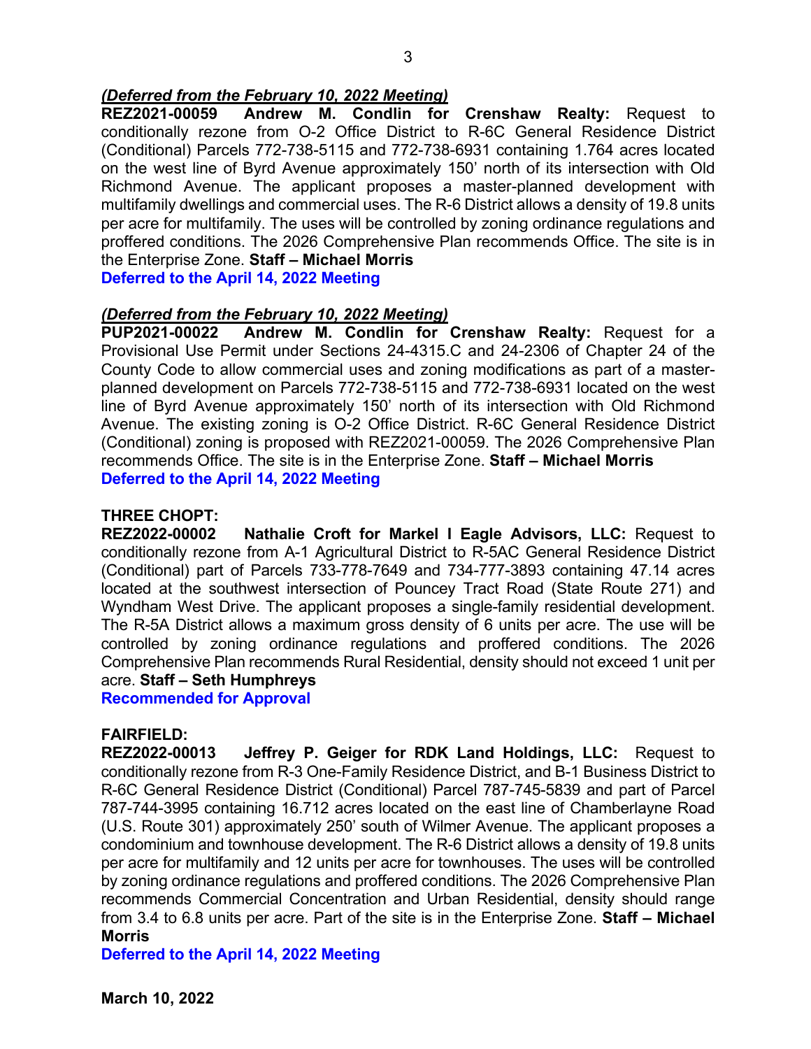***(Deferred from the February 10, 2022 Meeting)***
**REZ2021-00059 Andrew M. Condlin for Crenshaw Realty:** Request to conditionally rezone from O-2 Office District to R-6C General Residence District (Conditional) Parcels 772-738-5115 and 772-738-6931 containing 1.764 acres located on the west line of Byrd Avenue approximately 150' north of its intersection with Old Richmond Avenue. The applicant proposes a master-planned development with multifamily dwellings and commercial uses. The R-6 District allows a density of 19.8 units per acre for multifamily. The uses will be controlled by zoning ordinance regulations and proffered conditions. The 2026 Comprehensive Plan recommends Office. The site is in the Enterprise Zone. **Staff – Michael Morris**
**Deferred to the April 14, 2022 Meeting**

***(Deferred from the February 10, 2022 Meeting)***
**PUP2021-00022 Andrew M. Condlin for Crenshaw Realty:** Request for a Provisional Use Permit under Sections 24-4315.C and 24-2306 of Chapter 24 of the County Code to allow commercial uses and zoning modifications as part of a master-planned development on Parcels 772-738-5115 and 772-738-6931 located on the west line of Byrd Avenue approximately 150' north of its intersection with Old Richmond Avenue. The existing zoning is O-2 Office District. R-6C General Residence District (Conditional) zoning is proposed with REZ2021-00059. The 2026 Comprehensive Plan recommends Office. The site is in the Enterprise Zone. **Staff – Michael Morris**
**Deferred to the April 14, 2022 Meeting**

**THREE CHOPT:**
**REZ2022-00002 Nathalie Croft for Markel I Eagle Advisors, LLC:** Request to conditionally rezone from A-1 Agricultural District to R-5AC General Residence District (Conditional) part of Parcels 733-778-7649 and 734-777-3893 containing 47.14 acres located at the southwest intersection of Pouncey Tract Road (State Route 271) and Wyndham West Drive. The applicant proposes a single-family residential development. The R-5A District allows a maximum gross density of 6 units per acre. The use will be controlled by zoning ordinance regulations and proffered conditions. The 2026 Comprehensive Plan recommends Rural Residential, density should not exceed 1 unit per acre. **Staff – Seth Humphreys**
**Recommended for Approval**

**FAIRFIELD:**
**REZ2022-00013 Jeffrey P. Geiger for RDK Land Holdings, LLC:** Request to conditionally rezone from R-3 One-Family Residence District, and B-1 Business District to R-6C General Residence District (Conditional) Parcel 787-745-5839 and part of Parcel 787-744-3995 containing 16.712 acres located on the east line of Chamberlayne Road (U.S. Route 301) approximately 250' south of Wilmer Avenue. The applicant proposes a condominium and townhouse development. The R-6 District allows a density of 19.8 units per acre for multifamily and 12 units per acre for townhouses. The uses will be controlled by zoning ordinance regulations and proffered conditions. The 2026 Comprehensive Plan recommends Commercial Concentration and Urban Residential, density should range from 3.4 to 6.8 units per acre. Part of the site is in the Enterprise Zone. **Staff – Michael Morris**
**Deferred to the April 14, 2022 Meeting**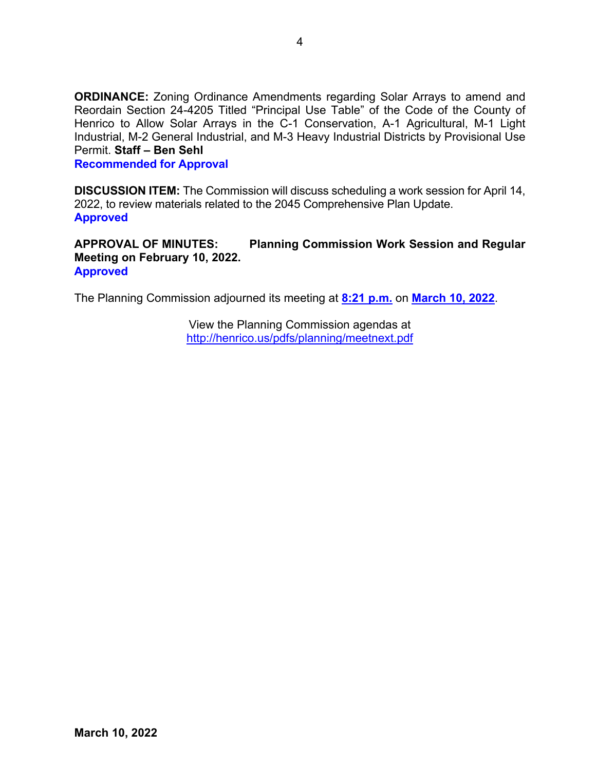**ORDINANCE:** Zoning Ordinance Amendments regarding Solar Arrays to amend and Reordain Section 24-4205 Titled "Principal Use Table" of the Code of the County of Henrico to Allow Solar Arrays in the C-1 Conservation, A-1 Agricultural, M-1 Light Industrial, M-2 General Industrial, and M-3 Heavy Industrial Districts by Provisional Use Permit. **Staff – Ben Sehl**
**Recommended for Approval**

**DISCUSSION ITEM:** The Commission will discuss scheduling a work session for April 14, 2022, to review materials related to the 2045 Comprehensive Plan Update.
**Approved**

**APPROVAL OF MINUTES: Planning Commission Work Session and Regular Meeting on February 10, 2022.**
**Approved**

The Planning Commission adjourned its meeting at **8:21 p.m.** on **March 10, 2022**.

View the Planning Commission agendas at
http://henrico.us/pdfs/planning/meetnext.pdf